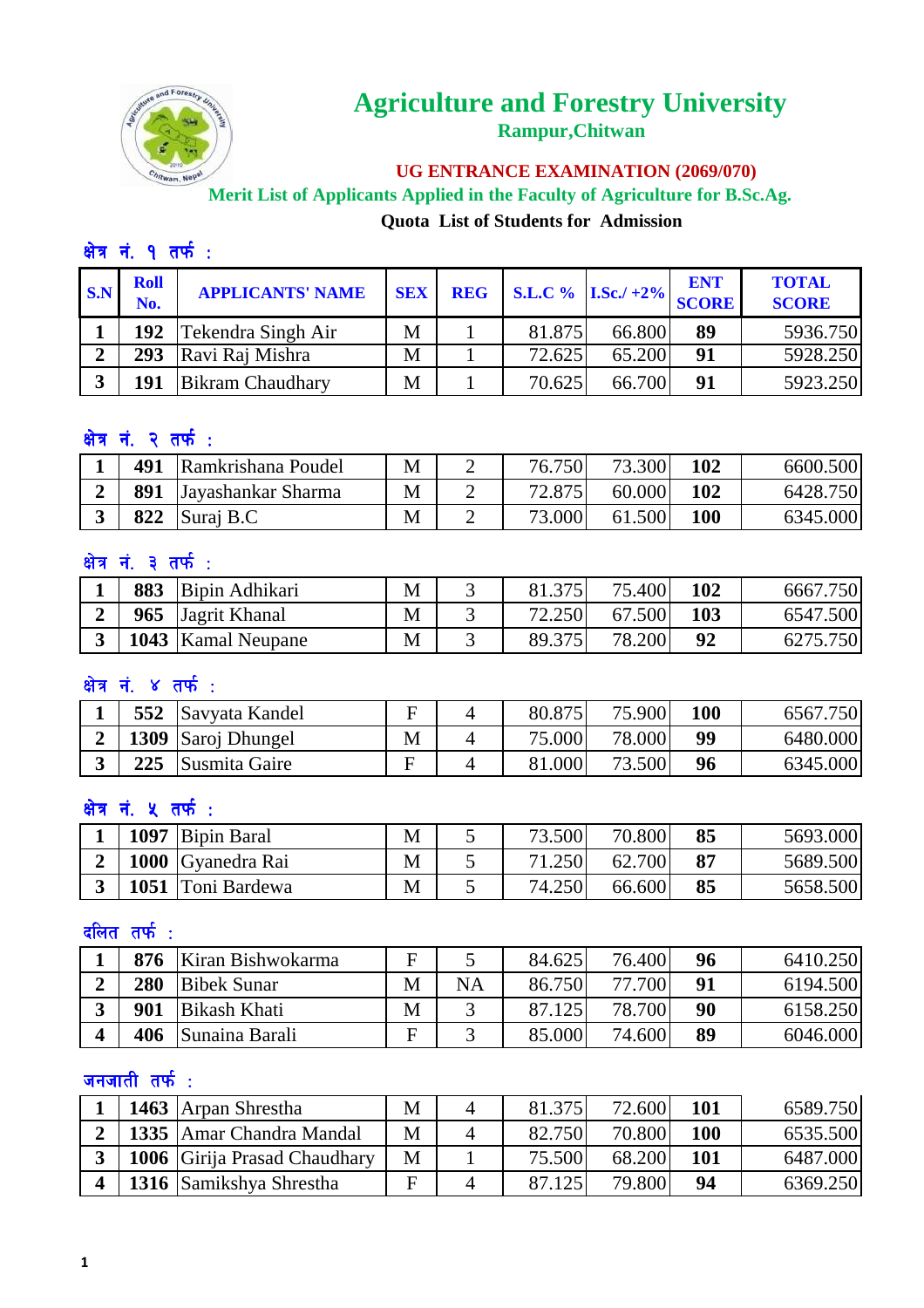# Agriculture and Forestry University

**Rampur,Chitwan**

**UG ENTRANCE EXAMINATION (2069/070)**

**Merit List of Applicants Applied in the Faculty of Agriculture for B.Sc.Ag.**

**Quota List of Students for Admission**

### क्षेत्र नं. १ तर्फ :

| S.N | Roll No. | APPLICANTS' NAME | SEX | REG | S.L.C % | I.Sc./ +2% | ENT SCORE | TOTAL SCORE |
|---|---|---|---|---|---|---|---|---|
| 1 | 192 | Tekendra Singh Air | M | 1 | 81.875 | 66.800 | 89 | 5936.750 |
| 2 | 293 | Ravi Raj Mishra | M | 1 | 72.625 | 65.200 | 91 | 5928.250 |
| 3 | 191 | Bikram Chaudhary | M | 1 | 70.625 | 66.700 | 91 | 5923.250 |

### क्षेत्र नं. २ तर्फ :

| S.N | Roll No. | APPLICANTS' NAME | SEX | REG | S.L.C % | I.Sc./ +2% | ENT SCORE | TOTAL SCORE |
|---|---|---|---|---|---|---|---|---|
| 1 | 491 | Ramkrishana Poudel | M | 2 | 76.750 | 73.300 | 102 | 6600.500 |
| 2 | 891 | Jayashankar Sharma | M | 2 | 72.875 | 60.000 | 102 | 6428.750 |
| 3 | 822 | Suraj B.C | M | 2 | 73.000 | 61.500 | 100 | 6345.000 |

### क्षेत्र नं. ३ तर्फ :

| S.N | Roll No. | APPLICANTS' NAME | SEX | REG | S.L.C % | I.Sc./ +2% | ENT SCORE | TOTAL SCORE |
|---|---|---|---|---|---|---|---|---|
| 1 | 883 | Bipin Adhikari | M | 3 | 81.375 | 75.400 | 102 | 6667.750 |
| 2 | 965 | Jagrit Khanal | M | 3 | 72.250 | 67.500 | 103 | 6547.500 |
| 3 | 1043 | Kamal Neupane | M | 3 | 89.375 | 78.200 | 92 | 6275.750 |

### क्षेत्र नं. ४ तर्फ :

| S.N | Roll No. | APPLICANTS' NAME | SEX | REG | S.L.C % | I.Sc./ +2% | ENT SCORE | TOTAL SCORE |
|---|---|---|---|---|---|---|---|---|
| 1 | 552 | Savyata Kandel | F | 4 | 80.875 | 75.900 | 100 | 6567.750 |
| 2 | 1309 | Saroj Dhungel | M | 4 | 75.000 | 78.000 | 99 | 6480.000 |
| 3 | 225 | Susmita Gaire | F | 4 | 81.000 | 73.500 | 96 | 6345.000 |

### क्षेत्र नं. ५ तर्फ :

| S.N | Roll No. | APPLICANTS' NAME | SEX | REG | S.L.C % | I.Sc./ +2% | ENT SCORE | TOTAL SCORE |
|---|---|---|---|---|---|---|---|---|
| 1 | 1097 | Bipin Baral | M | 5 | 73.500 | 70.800 | 85 | 5693.000 |
| 2 | 1000 | Gyanedra Rai | M | 5 | 71.250 | 62.700 | 87 | 5689.500 |
| 3 | 1051 | Toni Bardewa | M | 5 | 74.250 | 66.600 | 85 | 5658.500 |

### दलित तर्फ :

| S.N | Roll No. | APPLICANTS' NAME | SEX | REG | S.L.C % | I.Sc./ +2% | ENT SCORE | TOTAL SCORE |
|---|---|---|---|---|---|---|---|---|
| 1 | 876 | Kiran Bishwokarma | F | 5 | 84.625 | 76.400 | 96 | 6410.250 |
| 2 | 280 | Bibek Sunar | M | NA | 86.750 | 77.700 | 91 | 6194.500 |
| 3 | 901 | Bikash Khati | M | 3 | 87.125 | 78.700 | 90 | 6158.250 |
| 4 | 406 | Sunaina Barali | F | 3 | 85.000 | 74.600 | 89 | 6046.000 |

### जनजाती तर्फ :

| S.N | Roll No. | APPLICANTS' NAME | SEX | REG | S.L.C % | I.Sc./ +2% | ENT SCORE | TOTAL SCORE |
|---|---|---|---|---|---|---|---|---|
| 1 | 1463 | Arpan Shrestha | M | 4 | 81.375 | 72.600 | 101 | 6589.750 |
| 2 | 1335 | Amar Chandra Mandal | M | 4 | 82.750 | 70.800 | 100 | 6535.500 |
| 3 | 1006 | Girija Prasad Chaudhary | M | 1 | 75.500 | 68.200 | 101 | 6487.000 |
| 4 | 1316 | Samikshya Shrestha | F | 4 | 87.125 | 79.800 | 94 | 6369.250 |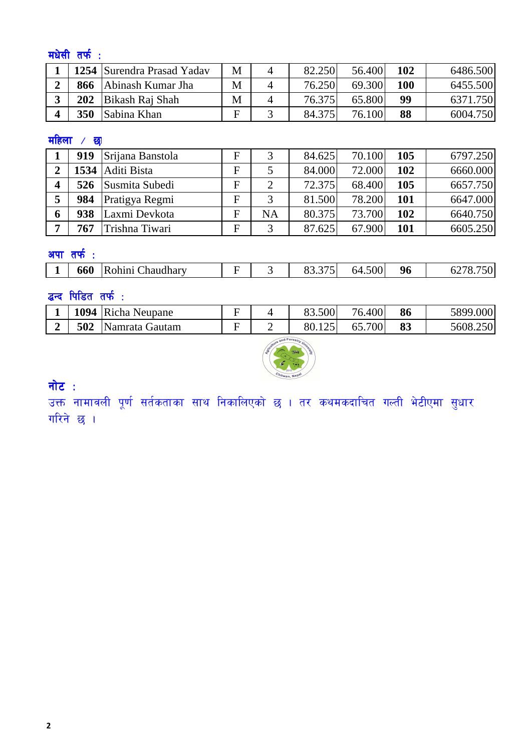**मधेसी तर्फ :**

| | | | | | | | | |
|---|---|---|---|---|---|---|---|---|
| **1** | **1254** | Surendra Prasad Yadav | M | 4 | 82.250 | 56.400 | **102** | 6486.500 |
| **2** | **866** | Abinash Kumar Jha | M | 4 | 76.250 | 69.300 | **100** | 6455.500 |
| **3** | **202** | Bikash Raj Shah | M | 4 | 76.375 | 65.800 | **99** | 6371.750 |
| **4** | **350** | Sabina Khan | F | 3 | 84.375 | 76.100 | **88** | 6004.750 |

**महिला / छा**

| | | | | | | | | |
|---|---|---|---|---|---|---|---|---|
| **1** | **919** | Srijana Banstola | F | 3 | 84.625 | 70.100 | **105** | 6797.250 |
| **2** | **1534** | Aditi Bista | F | 5 | 84.000 | 72.000 | **102** | 6660.000 |
| **4** | **526** | Susmita Subedi | F | 2 | 72.375 | 68.400 | **105** | 6657.750 |
| **5** | **984** | Pratigya Regmi | F | 3 | 81.500 | 78.200 | **101** | 6647.000 |
| **6** | **938** | Laxmi Devkota | F | NA | 80.375 | 73.700 | **102** | 6640.750 |
| **7** | **767** | Trishna Tiwari | F | 3 | 87.625 | 67.900 | **101** | 6605.250 |

**अपा तर्फ :**

| | | | | | | | | |
|---|---|---|---|---|---|---|---|---|
| **1** | **660** | Rohini Chaudhary | F | 3 | 83.375 | 64.500 | **96** | 6278.750 |

**द्वन्द पिडित तर्फ :**

| | | | | | | | | |
|---|---|---|---|---|---|---|---|---|
| **1** | **1094** | Richa Neupane | F | 4 | 83.500 | 76.400 | **86** | 5899.000 |
| **2** | **502** | Namrata Gautam | F | 2 | 80.125 | 65.700 | **83** | 5608.250 |

**नोट :**

उक्त नामावली पूर्ण सर्तकताका साथ निकालिएको छ । तर कथमकदाचित गल्ती भेटीएमा सुधार गरिने छ ।